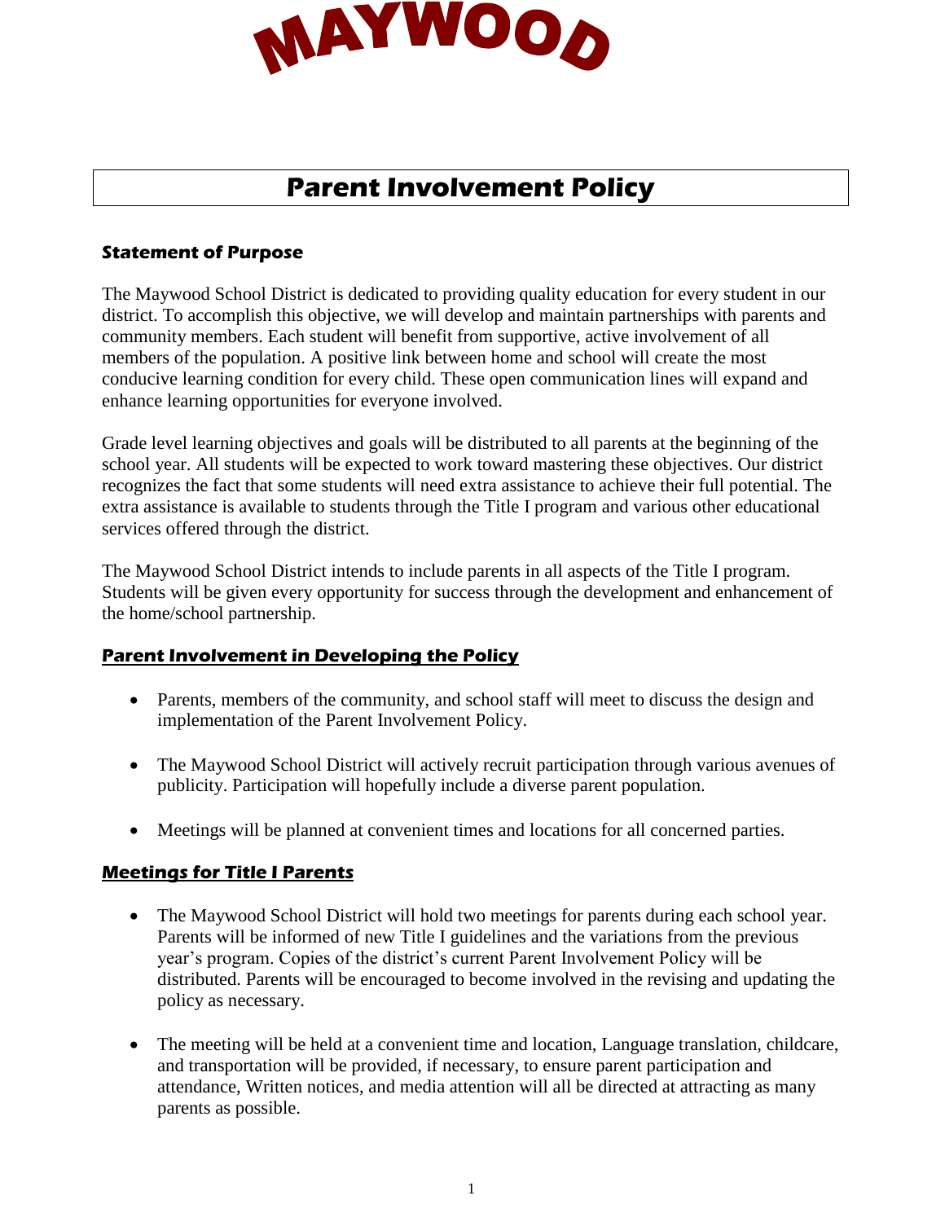# MAYWOOD

## Parent Involvement Policy

### Statement of Purpose

The Maywood School District is dedicated to providing quality education for every student in our district. To accomplish this objective, we will develop and maintain partnerships with parents and community members. Each student will benefit from supportive, active involvement of all members of the population. A positive link between home and school will create the most conducive learning condition for every child. These open communication lines will expand and enhance learning opportunities for everyone involved.

Grade level learning objectives and goals will be distributed to all parents at the beginning of the school year. All students will be expected to work toward mastering these objectives. Our district recognizes the fact that some students will need extra assistance to achieve their full potential. The extra assistance is available to students through the Title I program and various other educational services offered through the district.

The Maywood School District intends to include parents in all aspects of the Title I program. Students will be given every opportunity for success through the development and enhancement of the home/school partnership.

### Parent Involvement in Developing the Policy

- Parents, members of the community, and school staff will meet to discuss the design and implementation of the Parent Involvement Policy.
- The Maywood School District will actively recruit participation through various avenues of publicity. Participation will hopefully include a diverse parent population.
- Meetings will be planned at convenient times and locations for all concerned parties.

### Meetings for Title I Parents

- The Maywood School District will hold two meetings for parents during each school year. Parents will be informed of new Title I guidelines and the variations from the previous year's program. Copies of the district's current Parent Involvement Policy will be distributed. Parents will be encouraged to become involved in the revising and updating the policy as necessary.
- The meeting will be held at a convenient time and location, Language translation, childcare, and transportation will be provided, if necessary, to ensure parent participation and attendance, Written notices, and media attention will all be directed at attracting as many parents as possible.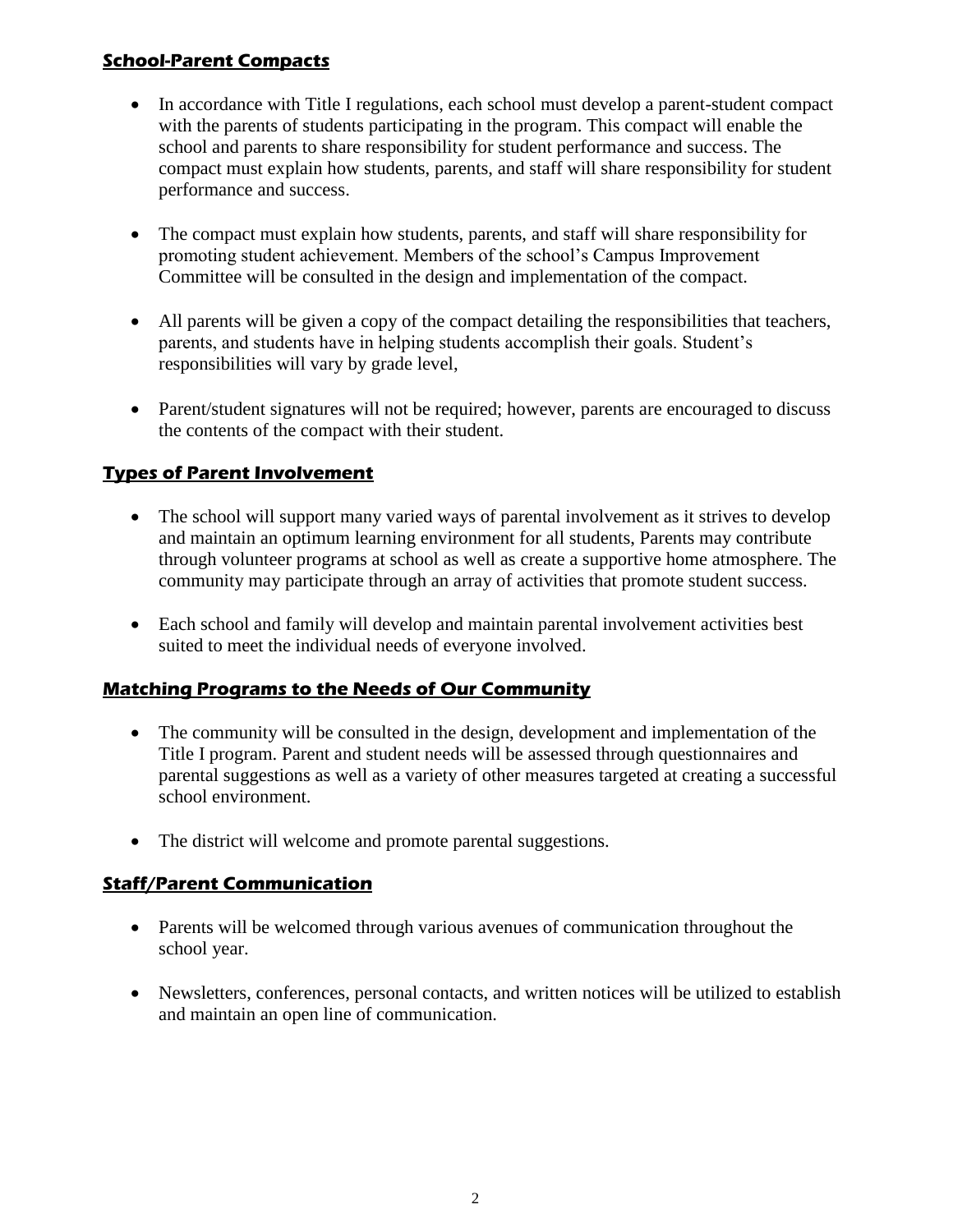## **School-Parent Compacts**

- In accordance with Title I regulations, each school must develop a parent-student compact with the parents of students participating in the program. This compact will enable the school and parents to share responsibility for student performance and success. The compact must explain how students, parents, and staff will share responsibility for student performance and success.

- The compact must explain how students, parents, and staff will share responsibility for promoting student achievement. Members of the school's Campus Improvement Committee will be consulted in the design and implementation of the compact.

- All parents will be given a copy of the compact detailing the responsibilities that teachers, parents, and students have in helping students accomplish their goals. Student's responsibilities will vary by grade level,

- Parent/student signatures will not be required; however, parents are encouraged to discuss the contents of the compact with their student.

## **Types of Parent Involvement**

- The school will support many varied ways of parental involvement as it strives to develop and maintain an optimum learning environment for all students, Parents may contribute through volunteer programs at school as well as create a supportive home atmosphere. The community may participate through an array of activities that promote student success.

- Each school and family will develop and maintain parental involvement activities best suited to meet the individual needs of everyone involved.

## **Matching Programs to the Needs of Our Community**

- The community will be consulted in the design, development and implementation of the Title I program. Parent and student needs will be assessed through questionnaires and parental suggestions as well as a variety of other measures targeted at creating a successful school environment.

- The district will welcome and promote parental suggestions.

## **Staff/Parent Communication**

- Parents will be welcomed through various avenues of communication throughout the school year.

- Newsletters, conferences, personal contacts, and written notices will be utilized to establish and maintain an open line of communication.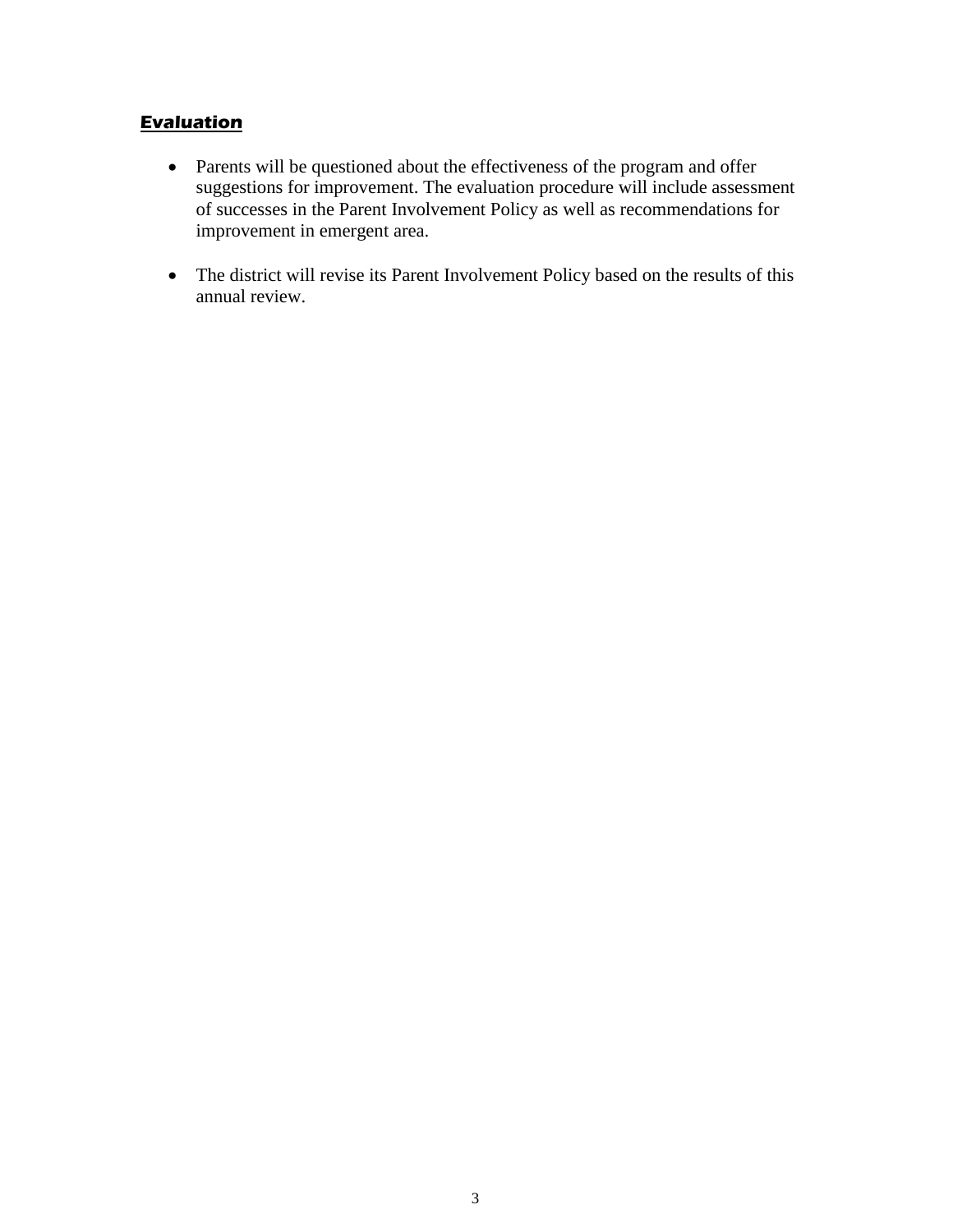## ***Evaluation***

- Parents will be questioned about the effectiveness of the program and offer suggestions for improvement. The evaluation procedure will include assessment of successes in the Parent Involvement Policy as well as recommendations for improvement in emergent area.

- The district will revise its Parent Involvement Policy based on the results of this annual review.